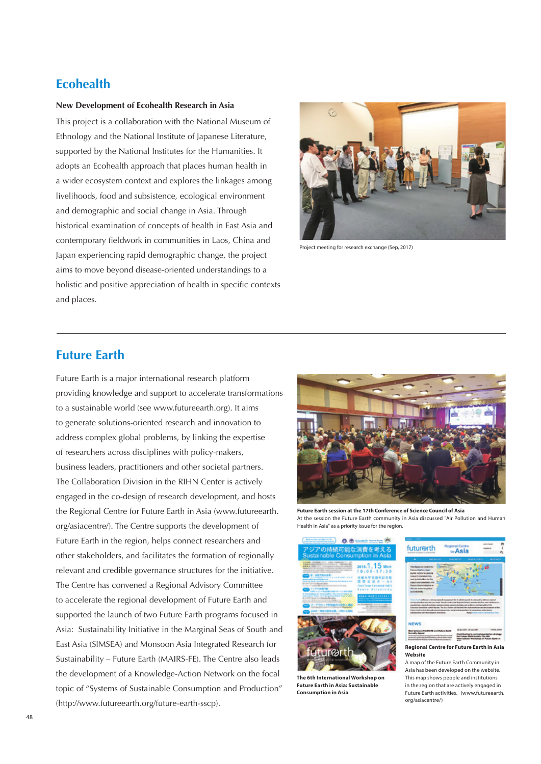## Ecohealth

### New Development of Ecohealth Research in Asia

This project is a collaboration with the National Museum of Ethnology and the National Institute of Japanese Literature, supported by the National Institutes for the Humanities. It adopts an Ecohealth approach that places human health in a wider ecosystem context and explores the linkages among livelihoods, food and subsistence, ecological environment and demographic and social change in Asia. Through historical examination of concepts of health in East Asia and contemporary fieldwork in communities in Laos, China and Japan experiencing rapid demographic change, the project aims to move beyond disease-oriented understandings to a holistic and positive appreciation of health in specific contexts and places.

Project meeting for research exchange (Sep, 2017)

## Future Earth

Future Earth is a major international research platform providing knowledge and support to accelerate transformations to a sustainable world (see www.futureearth.org). It aims to generate solutions-oriented research and innovation to address complex global problems, by linking the expertise of researchers across disciplines with policy-makers, business leaders, practitioners and other societal partners. The Collaboration Division in the RIHN Center is actively engaged in the co-design of research development, and hosts the Regional Centre for Future Earth in Asia (www.futureearth.org/asiacentre/). The Centre supports the development of Future Earth in the region, helps connect researchers and other stakeholders, and facilitates the formation of regionally relevant and credible governance structures for the initiative. The Centre has convened a Regional Advisory Committee to accelerate the regional development of Future Earth and supported the launch of two Future Earth programs focused in Asia: Sustainability Initiative in the Marginal Seas of South and East Asia (SIMSEA) and Monsoon Asia Integrated Research for Sustainability – Future Earth (MAIRS-FE). The Centre also leads the development of a Knowledge-Action Network on the focal topic of "Systems of Sustainable Consumption and Production" (http://www.futureearth.org/future-earth-sscp).

**Future Earth session at the 17th Conference of Science Council of Asia**
At the session the Future Earth community in Asia discussed "Air Pollution and Human Health in Asia" as a priority issue for the region.

**The 6th International Workshop on Future Earth in Asia: Sustainable Consumption in Asia**

**Regional Centre for Future Earth in Asia Website**
A map of the Future Earth Community in Asia has been developed on the website. This map shows people and institutions in the region that are actively engaged in Future Earth activities. (www.futureearth.org/asiacentre/)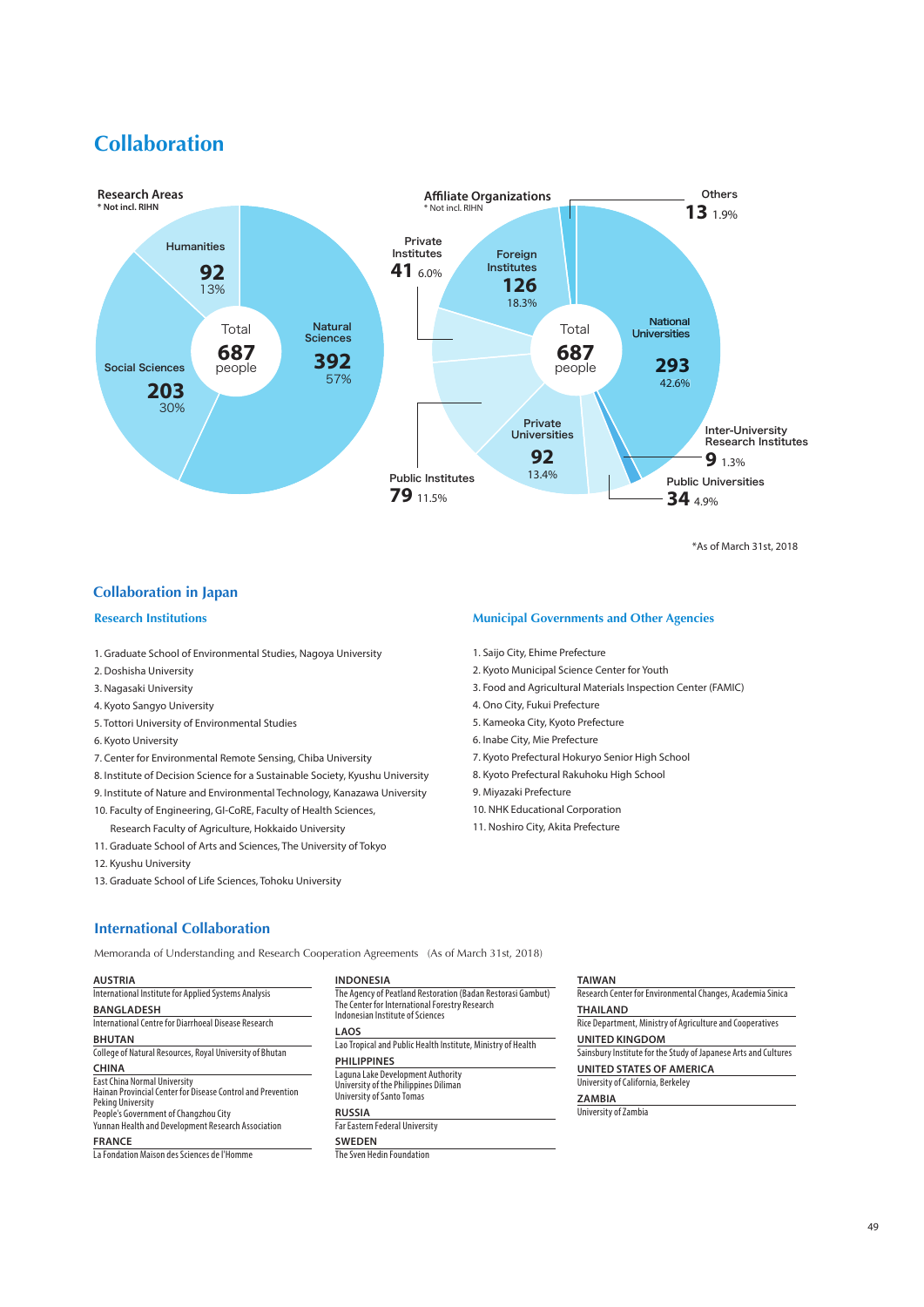# Collaboration

**Research Areas**
* Not incl. RIHN

Humanities
92
13%

Total
687
people

Natural Sciences
392
57%

Social Sciences
203
30%

**Affiliate Organizations**
* Not incl. RIHN

Others
13 1.9%

Private Institutes
41 6.0%

Foreign Institutes
126
18.3%

Total
687
people

National Universities
293
42.6%

Inter-University Research Institutes
9 1.3%

Private Universities
92
13.4%

Public Institutes
79 11.5%

Public Universities
34 4.9%

*As of March 31st, 2018

## Collaboration in Japan

### Research Institutions

1. Graduate School of Environmental Studies, Nagoya University
2. Doshisha University
3. Nagasaki University
4. Kyoto Sangyo University
5. Tottori University of Environmental Studies
6. Kyoto University
7. Center for Environmental Remote Sensing, Chiba University
8. Institute of Decision Science for a Sustainable Society, Kyushu University
9. Institute of Nature and Environmental Technology, Kanazawa University
10. Faculty of Engineering, GI-CoRE, Faculty of Health Sciences, Research Faculty of Agriculture, Hokkaido University
11. Graduate School of Arts and Sciences, The University of Tokyo
12. Kyushu University
13. Graduate School of Life Sciences, Tohoku University

### Municipal Governments and Other Agencies

1. Saijo City, Ehime Prefecture
2. Kyoto Municipal Science Center for Youth
3. Food and Agricultural Materials Inspection Center (FAMIC)
4. Ono City, Fukui Prefecture
5. Kameoka City, Kyoto Prefecture
6. Inabe City, Mie Prefecture
7. Kyoto Prefectural Hokuryo Senior High School
8. Kyoto Prefectural Rakuhoku High School
9. Miyazaki Prefecture
10. NHK Educational Corporation
11. Noshiro City, Akita Prefecture

## International Collaboration

Memoranda of Understanding and Research Cooperation Agreements (As of March 31st, 2018)

**AUSTRIA**
International Institute for Applied Systems Analysis

**BANGLADESH**
International Centre for Diarrhoeal Disease Research

**BHUTAN**
College of Natural Resources, Royal University of Bhutan

**CHINA**
East China Normal University
Hainan Provincial Center for Disease Control and Prevention
Peking University
People's Government of Changzhou City
Yunnan Health and Development Research Association

**FRANCE**
La Fondation Maison des Sciences de l'Homme

**INDONESIA**
The Agency of Peatland Restoration (Badan Restorasi Gambut)
The Center for International Forestry Research
Indonesian Institute of Sciences

**LAOS**
Lao Tropical and Public Health Institute, Ministry of Health

**PHILIPPINES**
Laguna Lake Development Authority
University of the Philippines Diliman
University of Santo Tomas

**RUSSIA**
Far Eastern Federal University

**SWEDEN**
The Sven Hedin Foundation

**TAIWAN**
Research Center for Environmental Changes, Academia Sinica

**THAILAND**
Rice Department, Ministry of Agriculture and Cooperatives

**UNITED KINGDOM**
Sainsbury Institute for the Study of Japanese Arts and Cultures

**UNITED STATES OF AMERICA**
University of California, Berkeley

**ZAMBIA**
University of Zambia